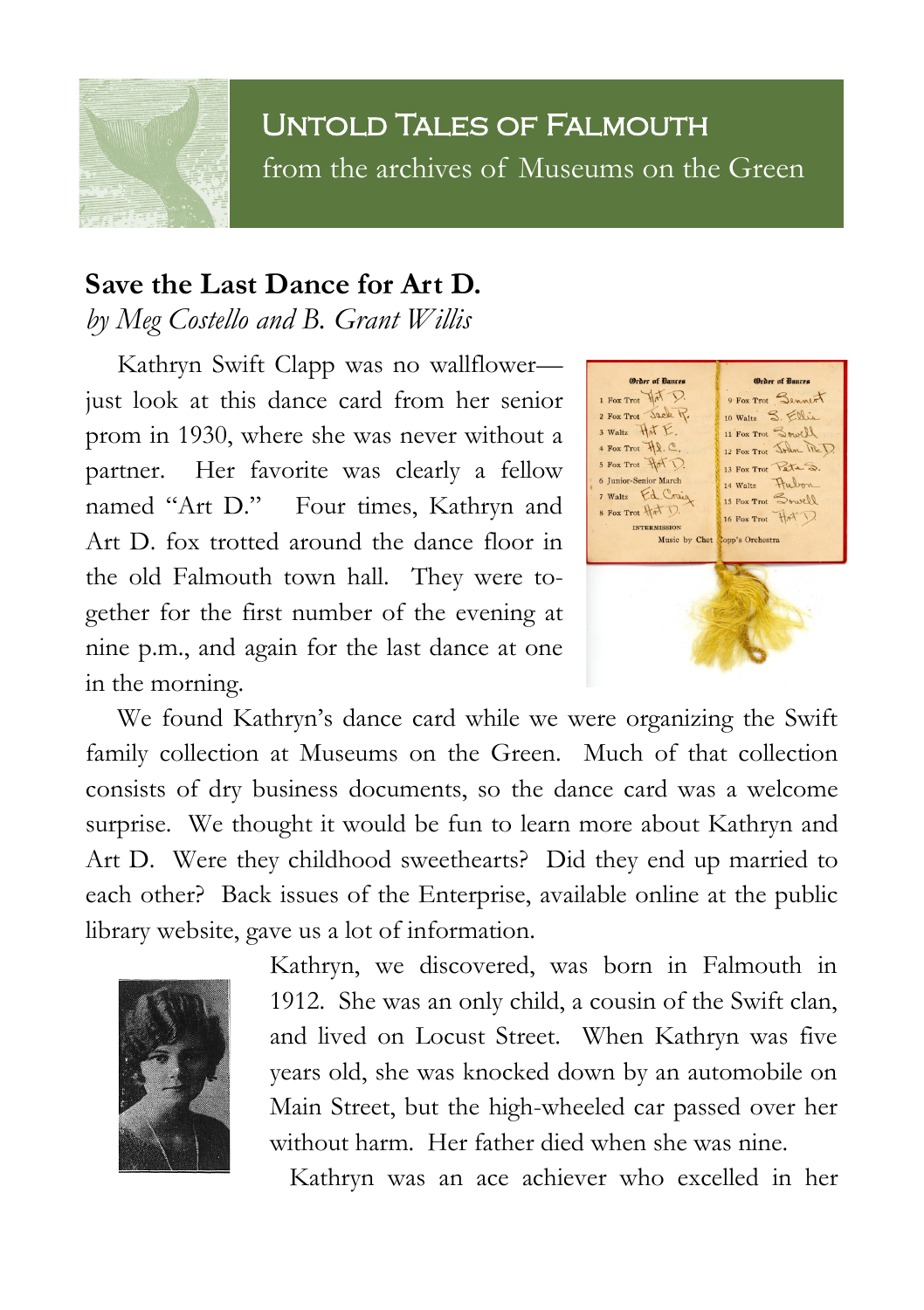# Untold Tales of Falmouth

from the archives of Museums on the Green

## Save the Last Dance for Art D.

*by Meg Costello and B. Grant Willis*

Kathryn Swift Clapp was no wallflower—just look at this dance card from her senior prom in 1930, where she was never without a partner. Her favorite was clearly a fellow named "Art D." Four times, Kathryn and Art D. fox trotted around the dance floor in the old Falmouth town hall. They were together for the first number of the evening at nine p.m., and again for the last dance at one in the morning.

We found Kathryn's dance card while we were organizing the Swift family collection at Museums on the Green. Much of that collection consists of dry business documents, so the dance card was a welcome surprise. We thought it would be fun to learn more about Kathryn and Art D. Were they childhood sweethearts? Did they end up married to each other? Back issues of the Enterprise, available online at the public library website, gave us a lot of information.

Kathryn, we discovered, was born in Falmouth in 1912. She was an only child, a cousin of the Swift clan, and lived on Locust Street. When Kathryn was five years old, she was knocked down by an automobile on Main Street, but the high-wheeled car passed over her without harm. Her father died when she was nine.

Kathryn was an ace achiever who excelled in her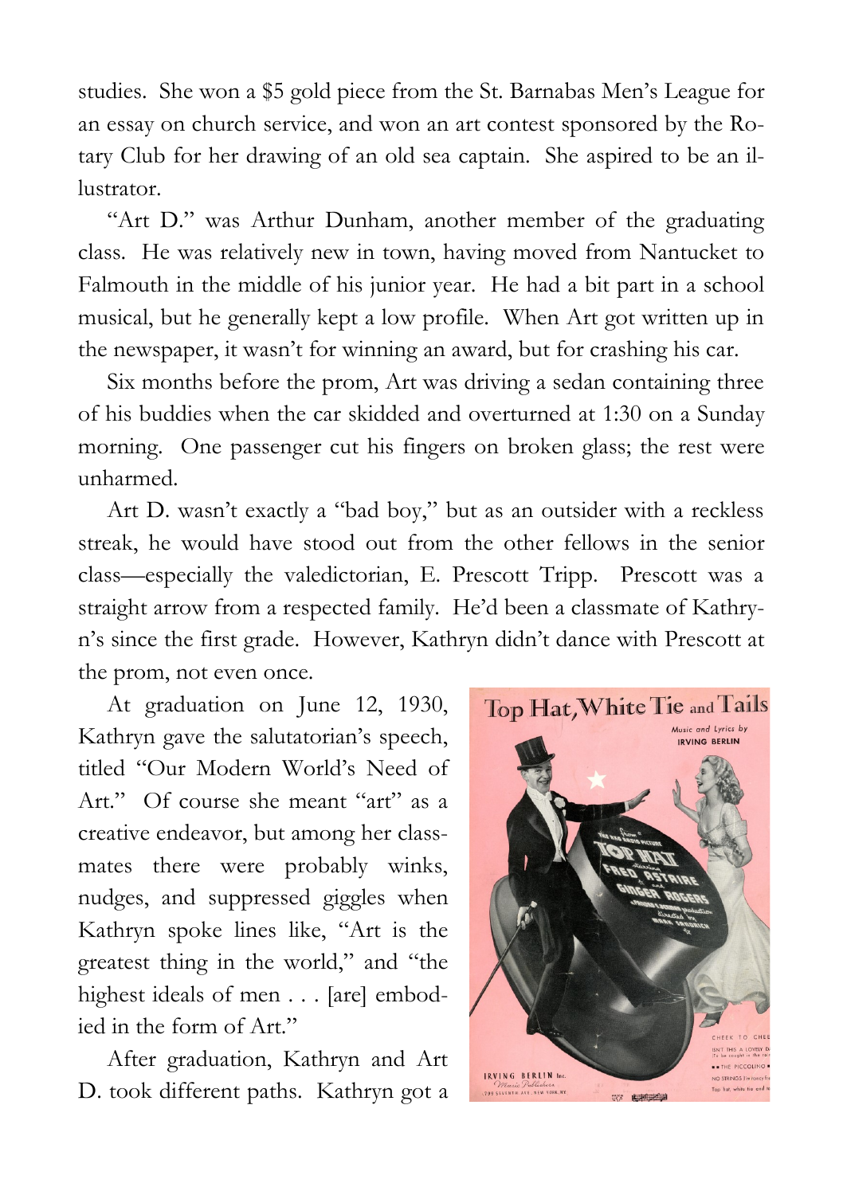studies. She won a $5 gold piece from the St. Barnabas Men's League for an essay on church service, and won an art contest sponsored by the Rotary Club for her drawing of an old sea captain. She aspired to be an illustrator.

"Art D." was Arthur Dunham, another member of the graduating class. He was relatively new in town, having moved from Nantucket to Falmouth in the middle of his junior year. He had a bit part in a school musical, but he generally kept a low profile. When Art got written up in the newspaper, it wasn't for winning an award, but for crashing his car.

Six months before the prom, Art was driving a sedan containing three of his buddies when the car skidded and overturned at 1:30 on a Sunday morning. One passenger cut his fingers on broken glass; the rest were unharmed.

Art D. wasn't exactly a "bad boy," but as an outsider with a reckless streak, he would have stood out from the other fellows in the senior class—especially the valedictorian, E. Prescott Tripp. Prescott was a straight arrow from a respected family. He'd been a classmate of Kathryn's since the first grade. However, Kathryn didn't dance with Prescott at the prom, not even once.

At graduation on June 12, 1930, Kathryn gave the salutatorian's speech, titled "Our Modern World's Need of Art." Of course she meant "art" as a creative endeavor, but among her classmates there were probably winks, nudges, and suppressed giggles when Kathryn spoke lines like, "Art is the greatest thing in the world," and "the highest ideals of men . . . [are] embodied in the form of Art."

After graduation, Kathryn and Art D. took different paths. Kathryn got a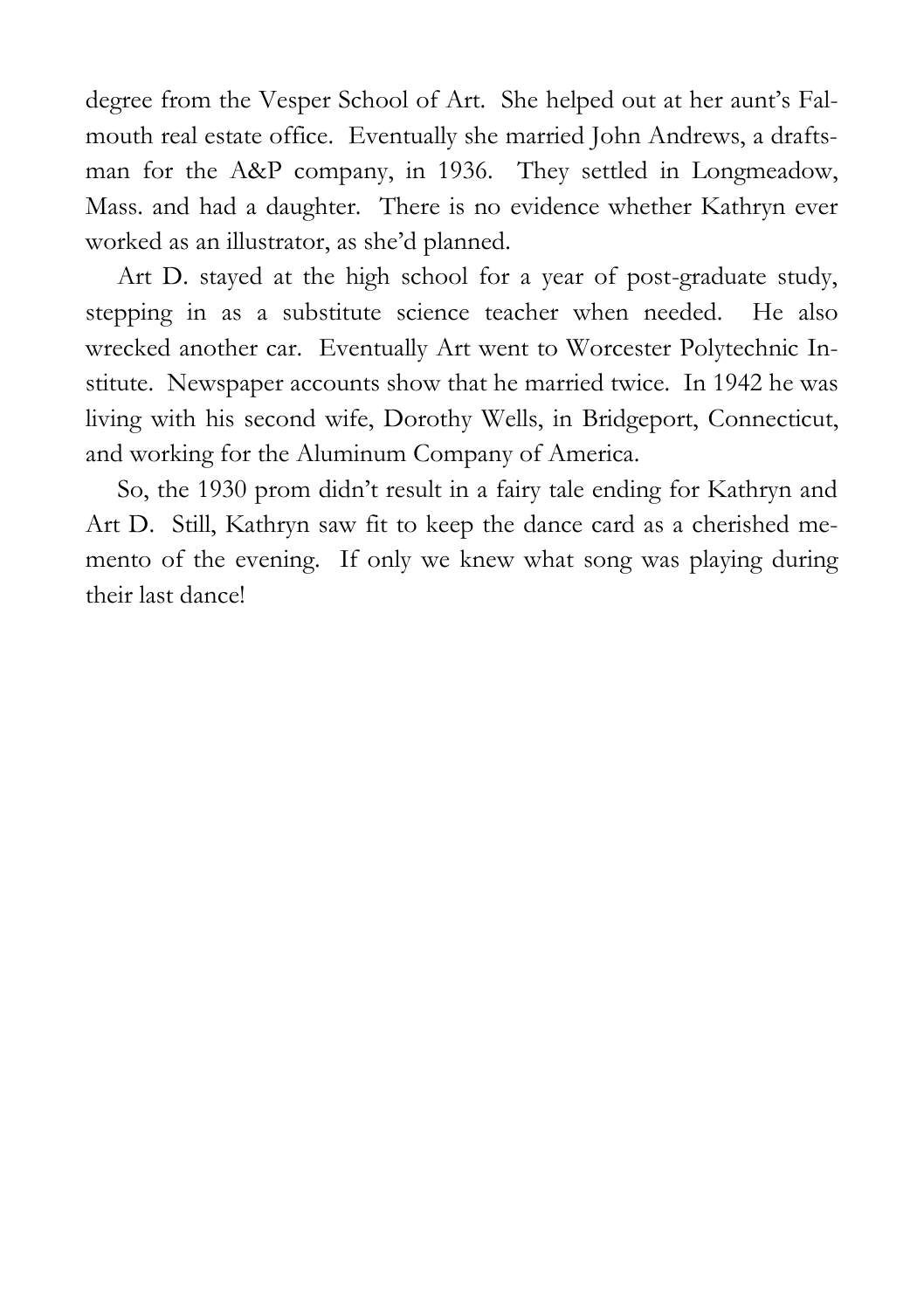degree from the Vesper School of Art. She helped out at her aunt's Falmouth real estate office. Eventually she married John Andrews, a draftsman for the A&P company, in 1936. They settled in Longmeadow, Mass. and had a daughter. There is no evidence whether Kathryn ever worked as an illustrator, as she'd planned.

Art D. stayed at the high school for a year of post-graduate study, stepping in as a substitute science teacher when needed. He also wrecked another car. Eventually Art went to Worcester Polytechnic Institute. Newspaper accounts show that he married twice. In 1942 he was living with his second wife, Dorothy Wells, in Bridgeport, Connecticut, and working for the Aluminum Company of America.

So, the 1930 prom didn't result in a fairy tale ending for Kathryn and Art D. Still, Kathryn saw fit to keep the dance card as a cherished memento of the evening. If only we knew what song was playing during their last dance!